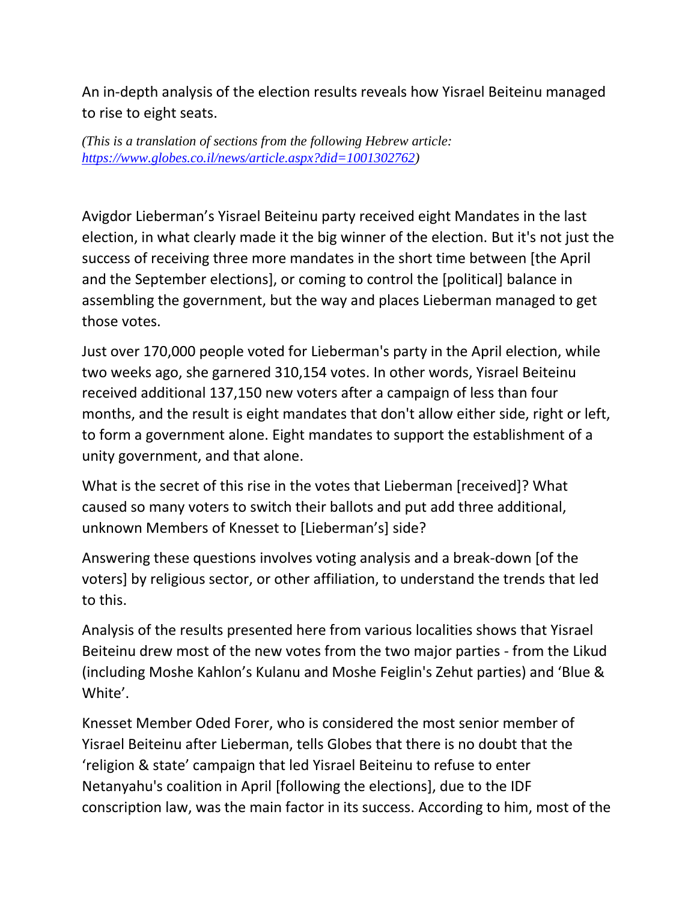An in-depth analysis of the election results reveals how Yisrael Beiteinu managed to rise to eight seats.

*(This is a translation of sections from the following Hebrew article: [https://www.globes.co.il/news/article.aspx?did=1001302762](https://www.globes.co.il/news/article.aspx?did=1001302762))*

Avigdor Lieberman's Yisrael Beiteinu party received eight Mandates in the last election, in what clearly made it the big winner of the election. But it's not just the success of receiving three more mandates in the short time between [the April and the September elections], or coming to control the [political] balance in assembling the government, but the way and places Lieberman managed to get those votes.

Just over 170,000 people voted for Lieberman's party in the April election, while two weeks ago, she garnered 310,154 votes. In other words, Yisrael Beiteinu received additional 137,150 new voters after a campaign of less than four months, and the result is eight mandates that don't allow either side, right or left, to form a government alone. Eight mandates to support the establishment of a unity government, and that alone.

What is the secret of this rise in the votes that Lieberman [received]? What caused so many voters to switch their ballots and put add three additional, unknown Members of Knesset to [Lieberman's] side?

Answering these questions involves voting analysis and a break-down [of the voters] by religious sector, or other affiliation, to understand the trends that led to this.

Analysis of the results presented here from various localities shows that Yisrael Beiteinu drew most of the new votes from the two major parties - from the Likud (including Moshe Kahlon's Kulanu and Moshe Feiglin's Zehut parties) and 'Blue & White'.

Knesset Member Oded Forer, who is considered the most senior member of Yisrael Beiteinu after Lieberman, tells Globes that there is no doubt that the 'religion & state' campaign that led Yisrael Beiteinu to refuse to enter Netanyahu's coalition in April [following the elections], due to the IDF conscription law, was the main factor in its success. According to him, most of the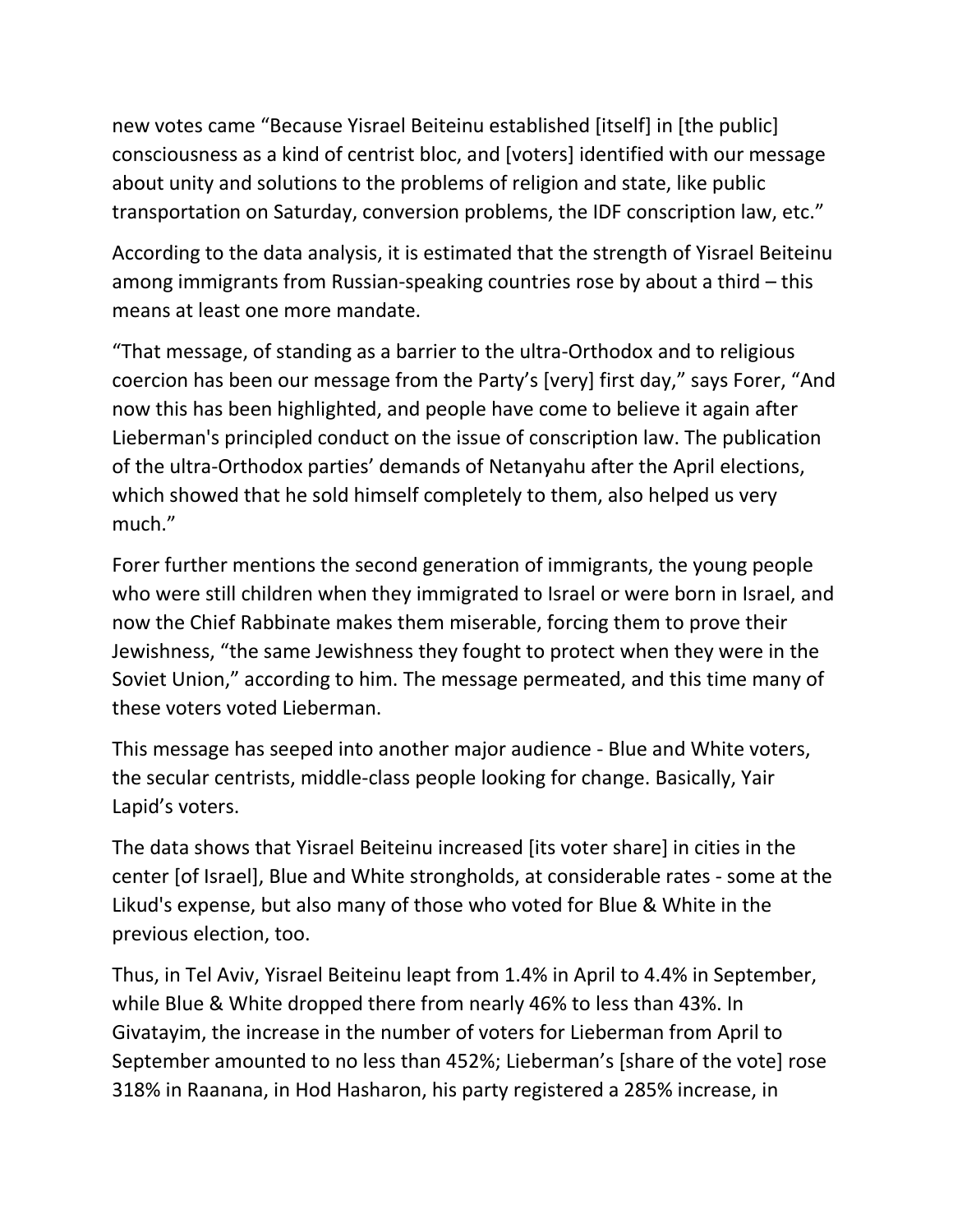new votes came “Because Yisrael Beiteinu established [itself] in [the public] consciousness as a kind of centrist bloc, and [voters] identified with our message about unity and solutions to the problems of religion and state, like public transportation on Saturday, conversion problems, the IDF conscription law, etc.”

According to the data analysis, it is estimated that the strength of Yisrael Beiteinu among immigrants from Russian-speaking countries rose by about a third – this means at least one more mandate.

“That message, of standing as a barrier to the ultra-Orthodox and to religious coercion has been our message from the Party’s [very] first day,” says Forer, “And now this has been highlighted, and people have come to believe it again after Lieberman's principled conduct on the issue of conscription law. The publication of the ultra-Orthodox parties’ demands of Netanyahu after the April elections, which showed that he sold himself completely to them, also helped us very much.”

Forer further mentions the second generation of immigrants, the young people who were still children when they immigrated to Israel or were born in Israel, and now the Chief Rabbinate makes them miserable, forcing them to prove their Jewishness, “the same Jewishness they fought to protect when they were in the Soviet Union,” according to him. The message permeated, and this time many of these voters voted Lieberman.

This message has seeped into another major audience - Blue and White voters, the secular centrists, middle-class people looking for change. Basically, Yair Lapid’s voters.

The data shows that Yisrael Beiteinu increased [its voter share] in cities in the center [of Israel], Blue and White strongholds, at considerable rates - some at the Likud's expense, but also many of those who voted for Blue & White in the previous election, too.

Thus, in Tel Aviv, Yisrael Beiteinu leapt from 1.4% in April to 4.4% in September, while Blue & White dropped there from nearly 46% to less than 43%. In Givatayim, the increase in the number of voters for Lieberman from April to September amounted to no less than 452%; Lieberman’s [share of the vote] rose 318% in Raanana, in Hod Hasharon, his party registered a 285% increase, in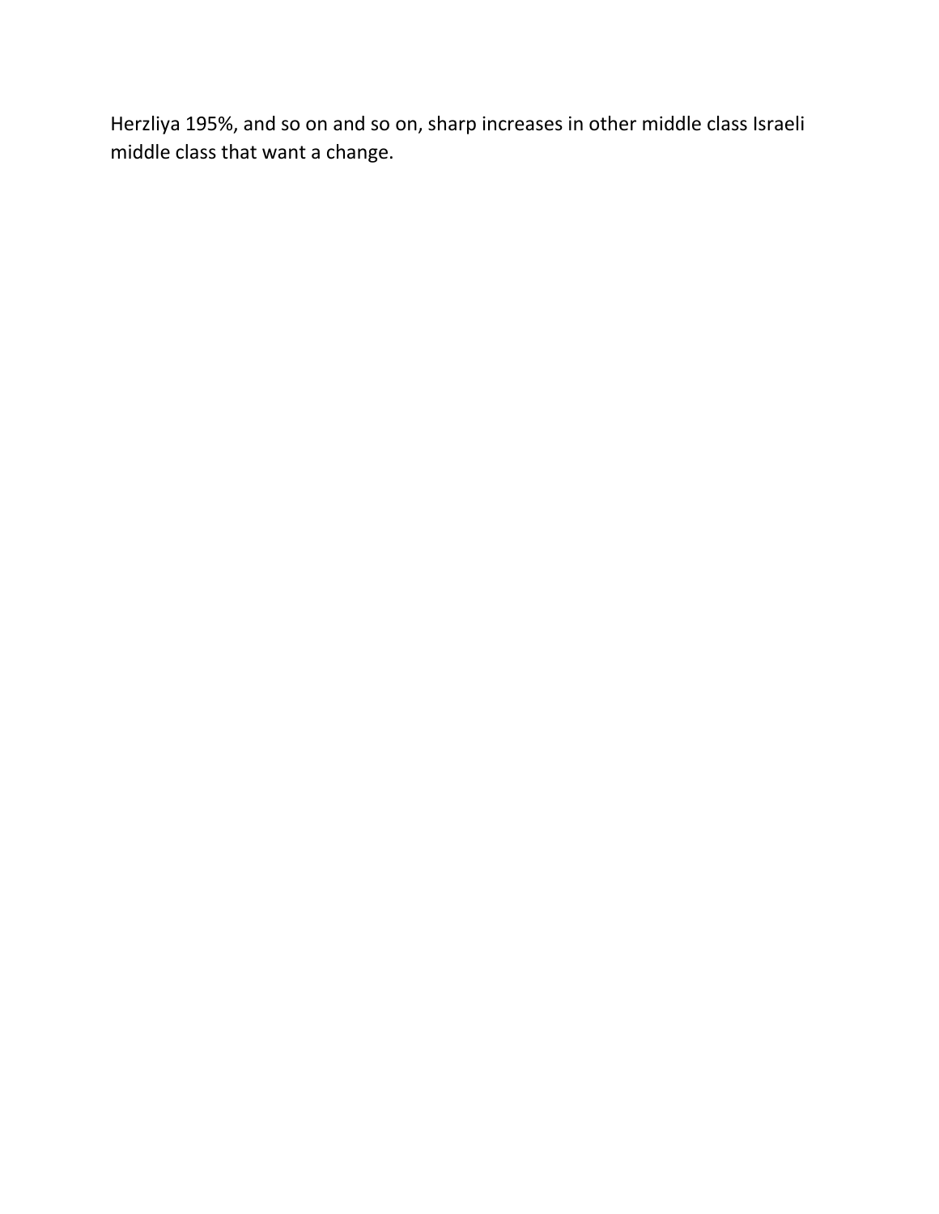Herzliya 195%, and so on and so on, sharp increases in other middle class Israeli middle class that want a change.